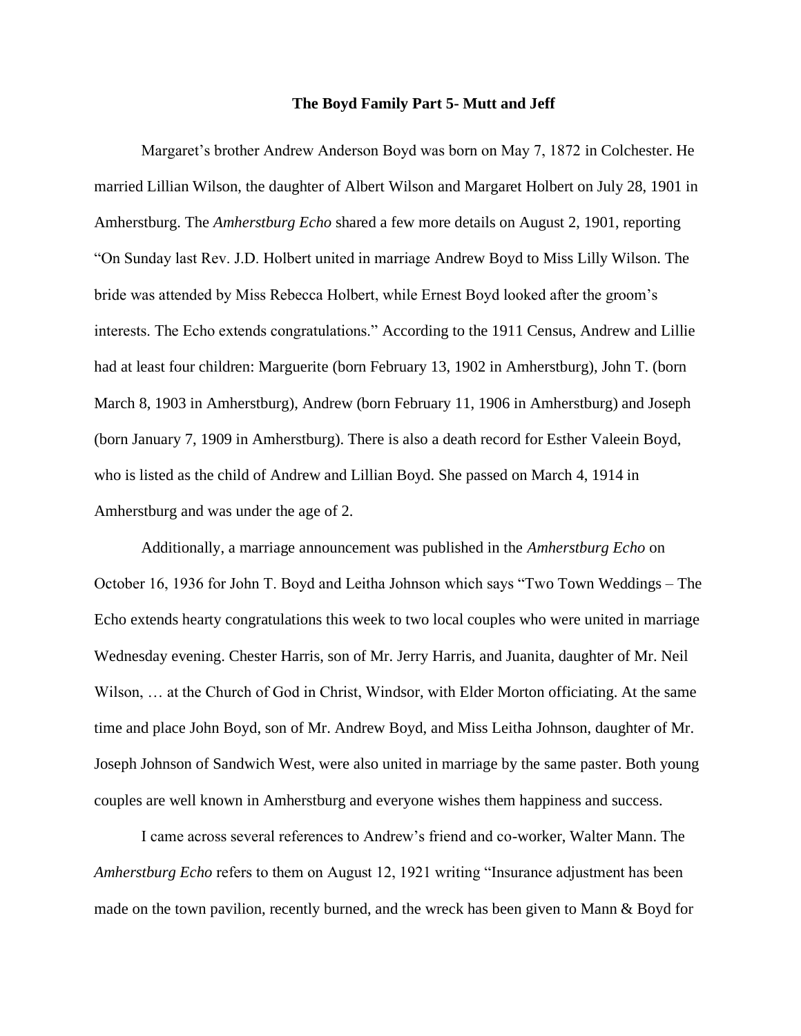**The Boyd Family Part 5- Mutt and Jeff**

Margaret's brother Andrew Anderson Boyd was born on May 7, 1872 in Colchester. He married Lillian Wilson, the daughter of Albert Wilson and Margaret Holbert on July 28, 1901 in Amherstburg. The *Amherstburg Echo* shared a few more details on August 2, 1901, reporting "On Sunday last Rev. J.D. Holbert united in marriage Andrew Boyd to Miss Lilly Wilson. The bride was attended by Miss Rebecca Holbert, while Ernest Boyd looked after the groom's interests. The Echo extends congratulations." According to the 1911 Census, Andrew and Lillie had at least four children: Marguerite (born February 13, 1902 in Amherstburg), John T. (born March 8, 1903 in Amherstburg), Andrew (born February 11, 1906 in Amherstburg) and Joseph (born January 7, 1909 in Amherstburg). There is also a death record for Esther Valeein Boyd, who is listed as the child of Andrew and Lillian Boyd. She passed on March 4, 1914 in Amherstburg and was under the age of 2.

Additionally, a marriage announcement was published in the *Amherstburg Echo* on October 16, 1936 for John T. Boyd and Leitha Johnson which says "Two Town Weddings – The Echo extends hearty congratulations this week to two local couples who were united in marriage Wednesday evening. Chester Harris, son of Mr. Jerry Harris, and Juanita, daughter of Mr. Neil Wilson, … at the Church of God in Christ, Windsor, with Elder Morton officiating. At the same time and place John Boyd, son of Mr. Andrew Boyd, and Miss Leitha Johnson, daughter of Mr. Joseph Johnson of Sandwich West, were also united in marriage by the same paster. Both young couples are well known in Amherstburg and everyone wishes them happiness and success.

I came across several references to Andrew's friend and co-worker, Walter Mann. The *Amherstburg Echo* refers to them on August 12, 1921 writing "Insurance adjustment has been made on the town pavilion, recently burned, and the wreck has been given to Mann & Boyd for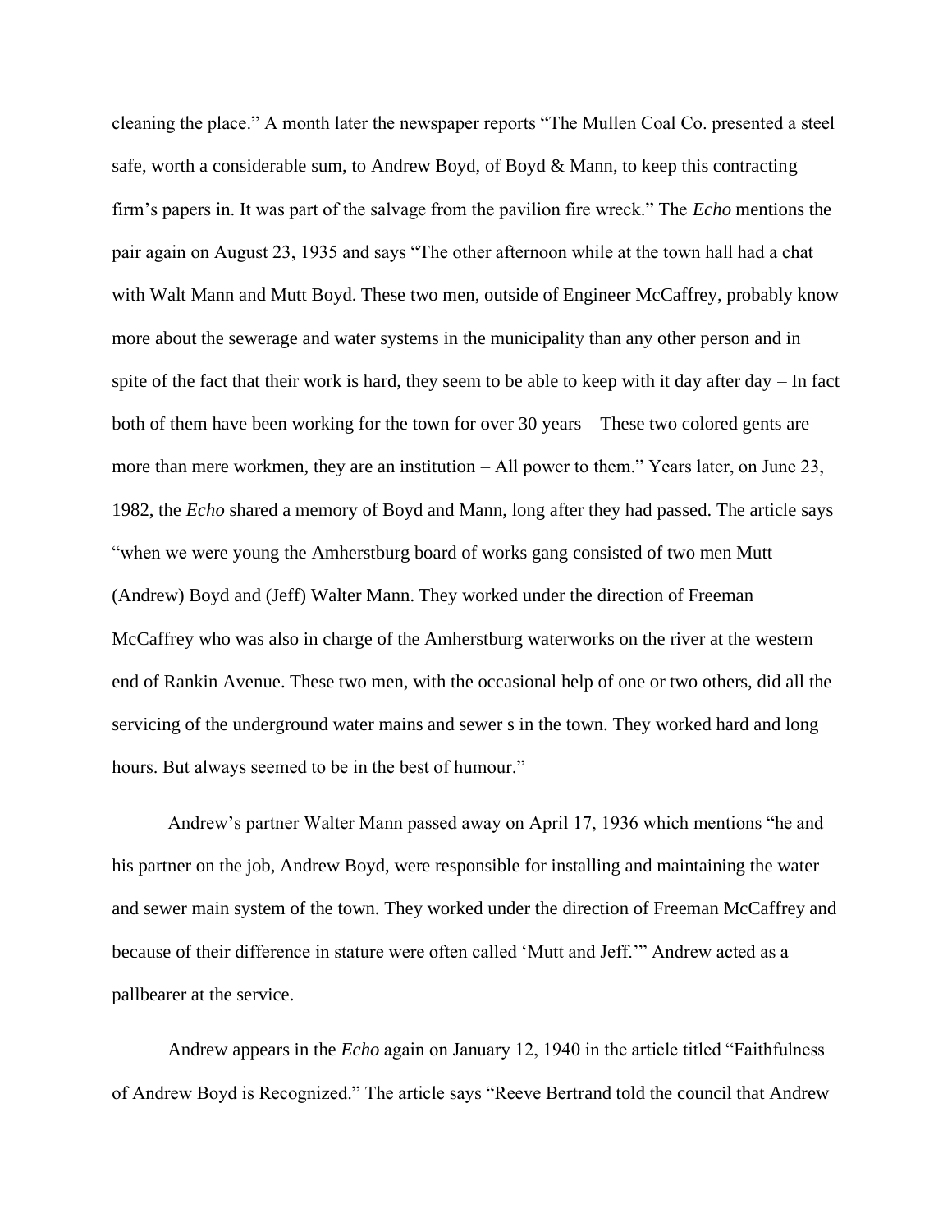cleaning the place." A month later the newspaper reports "The Mullen Coal Co. presented a steel safe, worth a considerable sum, to Andrew Boyd, of Boyd & Mann, to keep this contracting firm's papers in. It was part of the salvage from the pavilion fire wreck." The *Echo* mentions the pair again on August 23, 1935 and says "The other afternoon while at the town hall had a chat with Walt Mann and Mutt Boyd. These two men, outside of Engineer McCaffrey, probably know more about the sewerage and water systems in the municipality than any other person and in spite of the fact that their work is hard, they seem to be able to keep with it day after day – In fact both of them have been working for the town for over 30 years – These two colored gents are more than mere workmen, they are an institution – All power to them." Years later, on June 23, 1982, the *Echo* shared a memory of Boyd and Mann, long after they had passed. The article says "when we were young the Amherstburg board of works gang consisted of two men Mutt (Andrew) Boyd and (Jeff) Walter Mann. They worked under the direction of Freeman McCaffrey who was also in charge of the Amherstburg waterworks on the river at the western end of Rankin Avenue. These two men, with the occasional help of one or two others, did all the servicing of the underground water mains and sewer s in the town. They worked hard and long hours. But always seemed to be in the best of humour."

Andrew's partner Walter Mann passed away on April 17, 1936 which mentions "he and his partner on the job, Andrew Boyd, were responsible for installing and maintaining the water and sewer main system of the town. They worked under the direction of Freeman McCaffrey and because of their difference in stature were often called 'Mutt and Jeff.'" Andrew acted as a pallbearer at the service.

Andrew appears in the *Echo* again on January 12, 1940 in the article titled "Faithfulness of Andrew Boyd is Recognized." The article says "Reeve Bertrand told the council that Andrew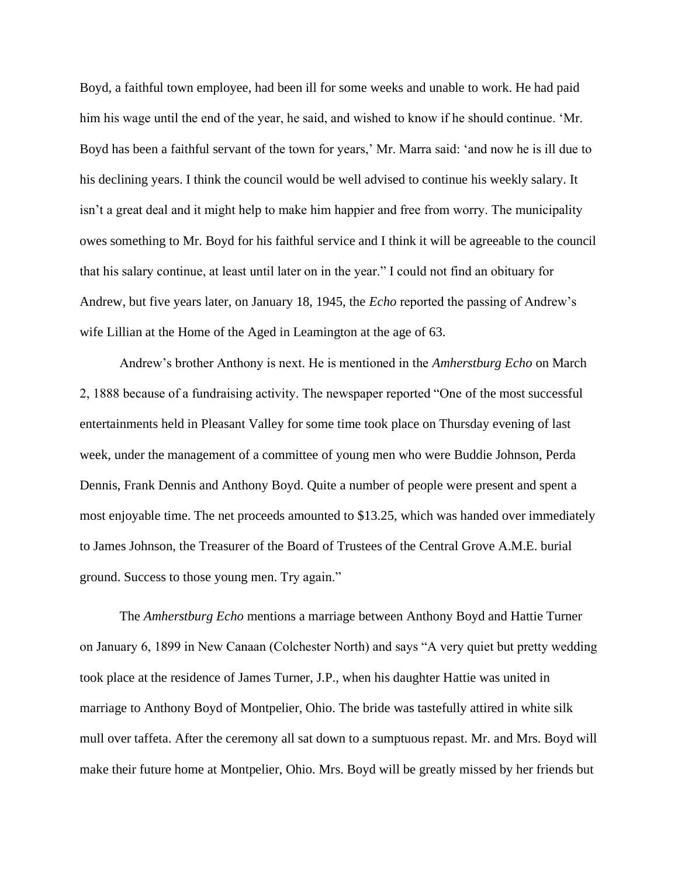Boyd, a faithful town employee, had been ill for some weeks and unable to work. He had paid him his wage until the end of the year, he said, and wished to know if he should continue. 'Mr. Boyd has been a faithful servant of the town for years,' Mr. Marra said: 'and now he is ill due to his declining years. I think the council would be well advised to continue his weekly salary. It isn't a great deal and it might help to make him happier and free from worry. The municipality owes something to Mr. Boyd for his faithful service and I think it will be agreeable to the council that his salary continue, at least until later on in the year." I could not find an obituary for Andrew, but five years later, on January 18, 1945, the *Echo* reported the passing of Andrew's wife Lillian at the Home of the Aged in Leamington at the age of 63.

Andrew's brother Anthony is next. He is mentioned in the *Amherstburg Echo* on March 2, 1888 because of a fundraising activity. The newspaper reported "One of the most successful entertainments held in Pleasant Valley for some time took place on Thursday evening of last week, under the management of a committee of young men who were Buddie Johnson, Perda Dennis, Frank Dennis and Anthony Boyd. Quite a number of people were present and spent a most enjoyable time. The net proceeds amounted to $13.25, which was handed over immediately to James Johnson, the Treasurer of the Board of Trustees of the Central Grove A.M.E. burial ground. Success to those young men. Try again."

The *Amherstburg Echo* mentions a marriage between Anthony Boyd and Hattie Turner on January 6, 1899 in New Canaan (Colchester North) and says "A very quiet but pretty wedding took place at the residence of James Turner, J.P., when his daughter Hattie was united in marriage to Anthony Boyd of Montpelier, Ohio. The bride was tastefully attired in white silk mull over taffeta. After the ceremony all sat down to a sumptuous repast. Mr. and Mrs. Boyd will make their future home at Montpelier, Ohio. Mrs. Boyd will be greatly missed by her friends but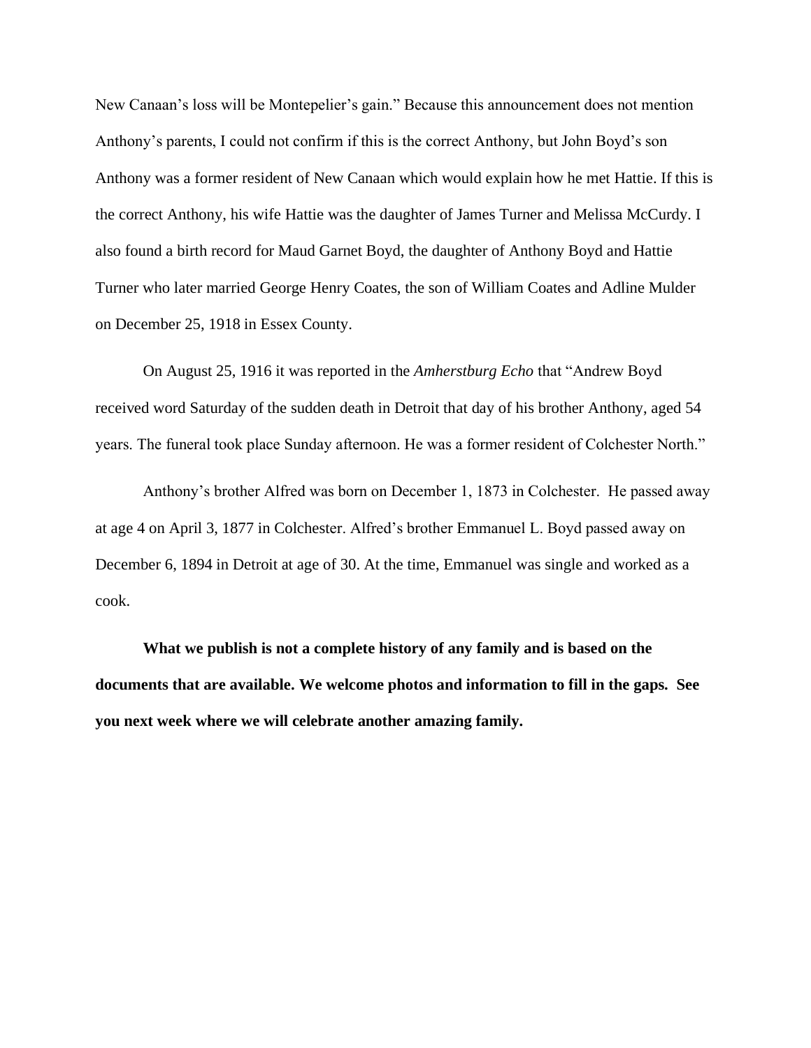New Canaan's loss will be Montepelier's gain." Because this announcement does not mention Anthony's parents, I could not confirm if this is the correct Anthony, but John Boyd's son Anthony was a former resident of New Canaan which would explain how he met Hattie. If this is the correct Anthony, his wife Hattie was the daughter of James Turner and Melissa McCurdy. I also found a birth record for Maud Garnet Boyd, the daughter of Anthony Boyd and Hattie Turner who later married George Henry Coates, the son of William Coates and Adline Mulder on December 25, 1918 in Essex County.

On August 25, 1916 it was reported in the *Amherstburg Echo* that "Andrew Boyd received word Saturday of the sudden death in Detroit that day of his brother Anthony, aged 54 years. The funeral took place Sunday afternoon. He was a former resident of Colchester North."

Anthony's brother Alfred was born on December 1, 1873 in Colchester. He passed away at age 4 on April 3, 1877 in Colchester. Alfred's brother Emmanuel L. Boyd passed away on December 6, 1894 in Detroit at age of 30. At the time, Emmanuel was single and worked as a cook.

**What we publish is not a complete history of any family and is based on the documents that are available. We welcome photos and information to fill in the gaps. See you next week where we will celebrate another amazing family.**